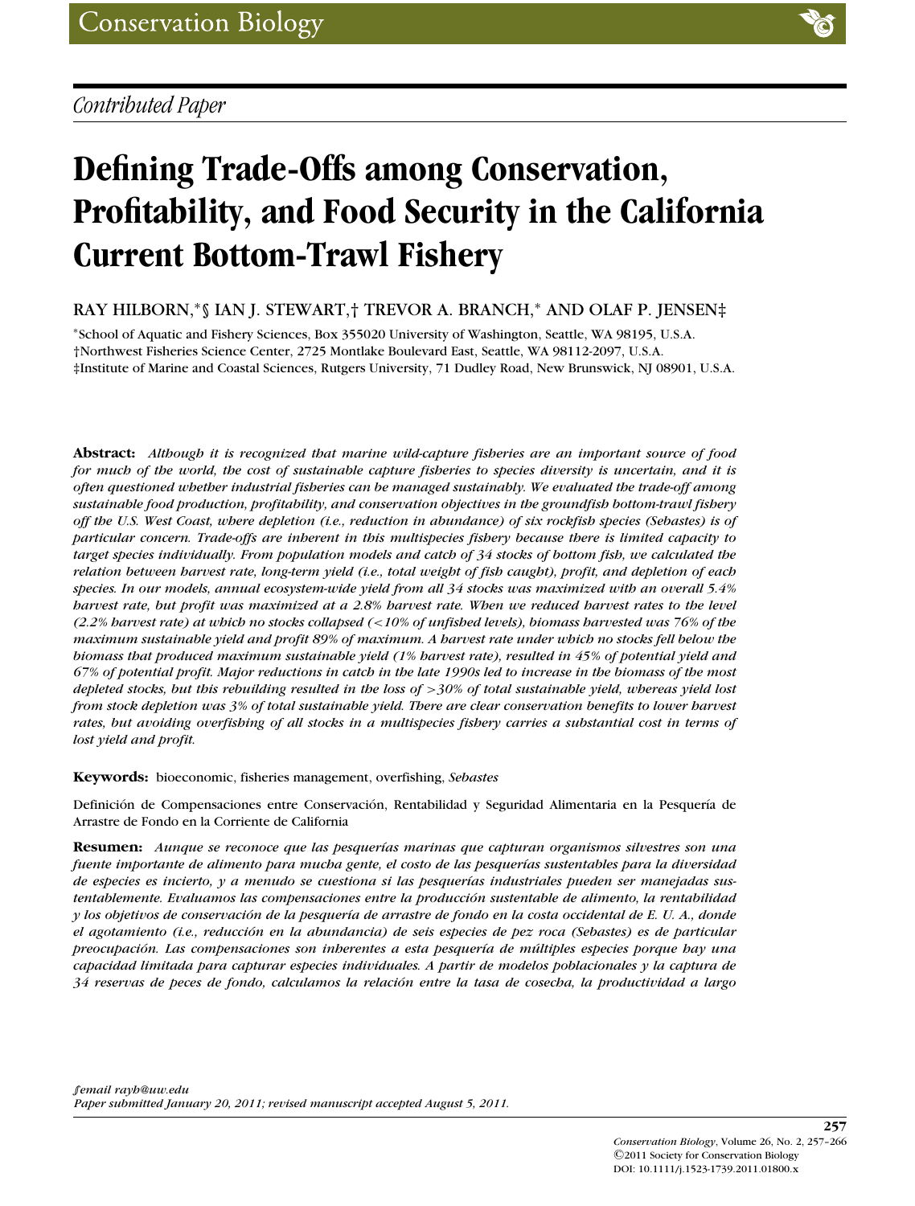*Contributed Paper*

# Defining Trade-Offs among Conservation, Profitability, and Food Security in the California Current Bottom-Trawl Fishery

RAY HILBORN,*§ IAN J. STEWART,† TREVOR A. BRANCH,* AND OLAF P. JENSEN‡

*School of Aquatic and Fishery Sciences, Box 355020 University of Washington, Seattle, WA 98195, U.S.A.
†Northwest Fisheries Science Center, 2725 Montlake Boulevard East, Seattle, WA 98112-2097, U.S.A.
‡Institute of Marine and Coastal Sciences, Rutgers University, 71 Dudley Road, New Brunswick, NJ 08901, U.S.A.

**Abstract:** *Although it is recognized that marine wild-capture fisheries are an important source of food for much of the world, the cost of sustainable capture fisheries to species diversity is uncertain, and it is often questioned whether industrial fisheries can be managed sustainably. We evaluated the trade-off among sustainable food production, profitability, and conservation objectives in the groundfish bottom-trawl fishery off the U.S. West Coast, where depletion (i.e., reduction in abundance) of six rockfish species (Sebastes) is of particular concern. Trade-offs are inherent in this multispecies fishery because there is limited capacity to target species individually. From population models and catch of 34 stocks of bottom fish, we calculated the relation between harvest rate, long-term yield (i.e., total weight of fish caught), profit, and depletion of each species. In our models, annual ecosystem-wide yield from all 34 stocks was maximized with an overall 5.4% harvest rate, but profit was maximized at a 2.8% harvest rate. When we reduced harvest rates to the level (2.2% harvest rate) at which no stocks collapsed (<10% of unfished levels), biomass harvested was 76% of the maximum sustainable yield and profit 89% of maximum. A harvest rate under which no stocks fell below the biomass that produced maximum sustainable yield (1% harvest rate), resulted in 45% of potential yield and 67% of potential profit. Major reductions in catch in the late 1990s led to increase in the biomass of the most depleted stocks, but this rebuilding resulted in the loss of >30% of total sustainable yield, whereas yield lost from stock depletion was 3% of total sustainable yield. There are clear conservation benefits to lower harvest rates, but avoiding overfishing of all stocks in a multispecies fishery carries a substantial cost in terms of lost yield and profit.*

**Keywords:** bioeconomic, fisheries management, overfishing, *Sebastes*

Definición de Compensaciones entre Conservación, Rentabilidad y Seguridad Alimentaria en la Pesquería de Arrastre de Fondo en la Corriente de California

**Resumen:** *Aunque se reconoce que las pesquerías marinas que capturan organismos silvestres son una fuente importante de alimento para mucha gente, el costo de las pesquerías sustentables para la diversidad de especies es incierto, y a menudo se cuestiona si las pesquerías industriales pueden ser manejadas sustentablemente. Evaluamos las compensaciones entre la producción sustentable de alimento, la rentabilidad y los objetivos de conservación de la pesquería de arrastre de fondo en la costa occidental de E. U. A., donde el agotamiento (i.e., reducción en la abundancia) de seis especies de pez roca (Sebastes) es de particular preocupación. Las compensaciones son inherentes a esta pesquería de múltiples especies porque hay una capacidad limitada para capturar especies individuales. A partir de modelos poblacionales y la captura de 34 reservas de peces de fondo, calculamos la relación entre la tasa de cosecha, la productividad a largo*

§*email rayh@uw.edu*
*Paper submitted January 20, 2011; revised manuscript accepted August 5, 2011.*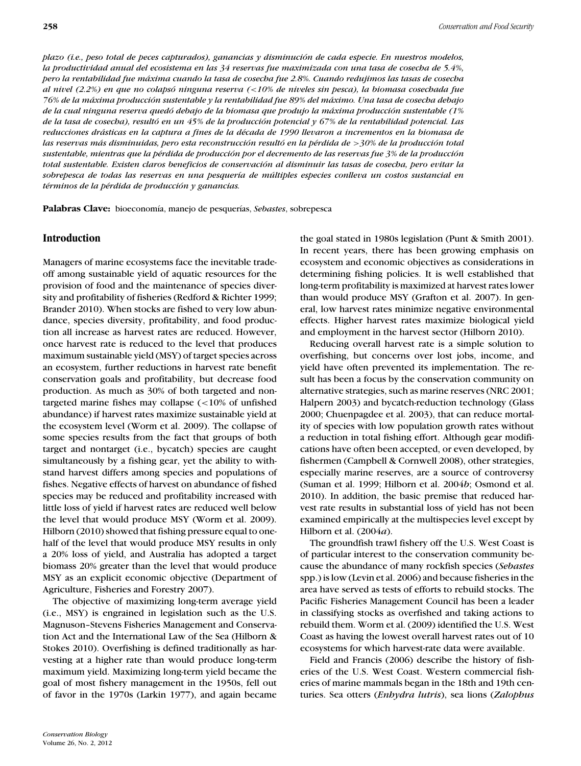*plazo (i.e., peso total de peces capturados), ganancias y disminución de cada especie. En nuestros modelos, la productividad anual del ecosistema en las 34 reservas fue maximizada con una tasa de cosecha de 5.4%, pero la rentabilidad fue máxima cuando la tasa de cosecha fue 2.8%. Cuando redujimos las tasas de cosecha al nivel (2.2%) en que no colapsó ninguna reserva (<10% de niveles sin pesca), la biomasa cosechada fue 76% de la máxima producción sustentable y la rentabilidad fue 89% del máximo. Una tasa de cosecha debajo de la cual ninguna reserva quedó debajo de la biomasa que produjo la máxima producción sustentable (1% de la tasa de cosecha), resultó en un 45% de la producción potencial y 67% de la rentabilidad potencial. Las reducciones drásticas en la captura a fines de la década de 1990 llevaron a incrementos en la biomasa de las reservas más disminuidas, pero esta reconstrucción resultó en la pérdida de >30% de la producción total sustentable, mientras que la pérdida de producción por el decremento de las reservas fue 3% de la producción total sustentable. Existen claros beneficios de conservación al disminuir las tasas de cosecha, pero evitar la sobrepesca de todas las reservas en una pesquería de múltiples especies conlleva un costos sustancial en términos de la pérdida de producción y ganancias.*

**Palabras Clave:** bioeconomía, manejo de pesquerías, *Sebastes*, sobrepesca

## Introduction

Managers of marine ecosystems face the inevitable tradeoff among sustainable yield of aquatic resources for the provision of food and the maintenance of species diversity and profitability of fisheries (Redford & Richter 1999; Brander 2010). When stocks are fished to very low abundance, species diversity, profitability, and food production all increase as harvest rates are reduced. However, once harvest rate is reduced to the level that produces maximum sustainable yield (MSY) of target species across an ecosystem, further reductions in harvest rate benefit conservation goals and profitability, but decrease food production. As much as 30% of both targeted and nontargeted marine fishes may collapse (<10% of unfished abundance) if harvest rates maximize sustainable yield at the ecosystem level (Worm et al. 2009). The collapse of some species results from the fact that groups of both target and nontarget (i.e., bycatch) species are caught simultaneously by a fishing gear, yet the ability to withstand harvest differs among species and populations of fishes. Negative effects of harvest on abundance of fished species may be reduced and profitability increased with little loss of yield if harvest rates are reduced well below the level that would produce MSY (Worm et al. 2009). Hilborn (2010) showed that fishing pressure equal to one-half of the level that would produce MSY results in only a 20% loss of yield, and Australia has adopted a target biomass 20% greater than the level that would produce MSY as an explicit economic objective (Department of Agriculture, Fisheries and Forestry 2007).

The objective of maximizing long-term average yield (i.e., MSY) is engrained in legislation such as the U.S. Magnuson–Stevens Fisheries Management and Conservation Act and the International Law of the Sea (Hilborn & Stokes 2010). Overfishing is defined traditionally as harvesting at a higher rate than would produce long-term maximum yield. Maximizing long-term yield became the goal of most fishery management in the 1950s, fell out of favor in the 1970s (Larkin 1977), and again became the goal stated in 1980s legislation (Punt & Smith 2001). In recent years, there has been growing emphasis on ecosystem and economic objectives as considerations in determining fishing policies. It is well established that long-term profitability is maximized at harvest rates lower than would produce MSY (Grafton et al. 2007). In general, low harvest rates minimize negative environmental effects. Higher harvest rates maximize biological yield and employment in the harvest sector (Hilborn 2010).

Reducing overall harvest rate is a simple solution to overfishing, but concerns over lost jobs, income, and yield have often prevented its implementation. The result has been a focus by the conservation community on alternative strategies, such as marine reserves (NRC 2001; Halpern 2003) and bycatch-reduction technology (Glass 2000; Chuenpagdee et al. 2003), that can reduce mortality of species with low population growth rates without a reduction in total fishing effort. Although gear modifications have often been accepted, or even developed, by fishermen (Campbell & Cornwell 2008), other strategies, especially marine reserves, are a source of controversy (Suman et al. 1999; Hilborn et al. 2004*b*; Osmond et al. 2010). In addition, the basic premise that reduced harvest rate results in substantial loss of yield has not been examined empirically at the multispecies level except by Hilborn et al. (2004*a*).

The groundfish trawl fishery off the U.S. West Coast is of particular interest to the conservation community because the abundance of many rockfish species (*Sebastes* spp.) is low (Levin et al. 2006) and because fisheries in the area have served as tests of efforts to rebuild stocks. The Pacific Fisheries Management Council has been a leader in classifying stocks as overfished and taking actions to rebuild them. Worm et al. (2009) identified the U.S. West Coast as having the lowest overall harvest rates out of 10 ecosystems for which harvest-rate data were available.

Field and Francis (2006) describe the history of fisheries of the U.S. West Coast. Western commercial fisheries of marine mammals began in the 18th and 19th centuries. Sea otters (*Enhydra lutris*), sea lions (*Zalophus*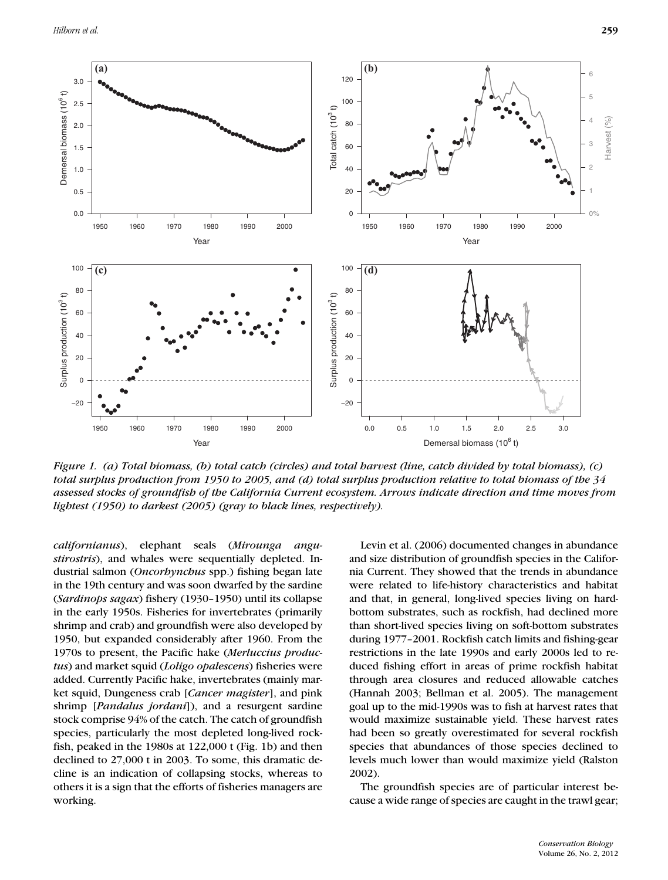Figure 1. *(a) Total biomass, (b) total catch (circles) and total harvest (line, catch divided by total biomass), (c) total surplus production from 1950 to 2005, and (d) total surplus production relative to total biomass of the 34 assessed stocks of groundfish of the California Current ecosystem. Arrows indicate direction and time moves from lightest (1950) to darkest (2005) (gray to black lines, respectively).*

*californianus*), elephant seals (*Mirounga angustirostris*), and whales were sequentially depleted. Industrial salmon (*Oncorhynchus* spp.) fishing began late in the 19th century and was soon dwarfed by the sardine (*Sardinops sagax*) fishery (1930–1950) until its collapse in the early 1950s. Fisheries for invertebrates (primarily shrimp and crab) and groundfish were also developed by 1950, but expanded considerably after 1960. From the 1970s to present, the Pacific hake (*Merluccius productus*) and market squid (*Loligo opalescens*) fisheries were added. Currently Pacific hake, invertebrates (mainly market squid, Dungeness crab [*Cancer magister*], and pink shrimp [*Pandalus jordani*]), and a resurgent sardine stock comprise 94% of the catch. The catch of groundfish species, particularly the most depleted long-lived rockfish, peaked in the 1980s at 122,000 t (Fig. 1b) and then declined to 27,000 t in 2003. To some, this dramatic decline is an indication of collapsing stocks, whereas to others it is a sign that the efforts of fisheries managers are working.

Levin et al. (2006) documented changes in abundance and size distribution of groundfish species in the California Current. They showed that the trends in abundance were related to life-history characteristics and habitat and that, in general, long-lived species living on hard-bottom substrates, such as rockfish, had declined more than short-lived species living on soft-bottom substrates during 1977–2001. Rockfish catch limits and fishing-gear restrictions in the late 1990s and early 2000s led to reduced fishing effort in areas of prime rockfish habitat through area closures and reduced allowable catches (Hannah 2003; Bellman et al. 2005). The management goal up to the mid-1990s was to fish at harvest rates that would maximize sustainable yield. These harvest rates had been so greatly overestimated for several rockfish species that abundances of those species declined to levels much lower than would maximize yield (Ralston 2002).

The groundfish species are of particular interest because a wide range of species are caught in the trawl gear;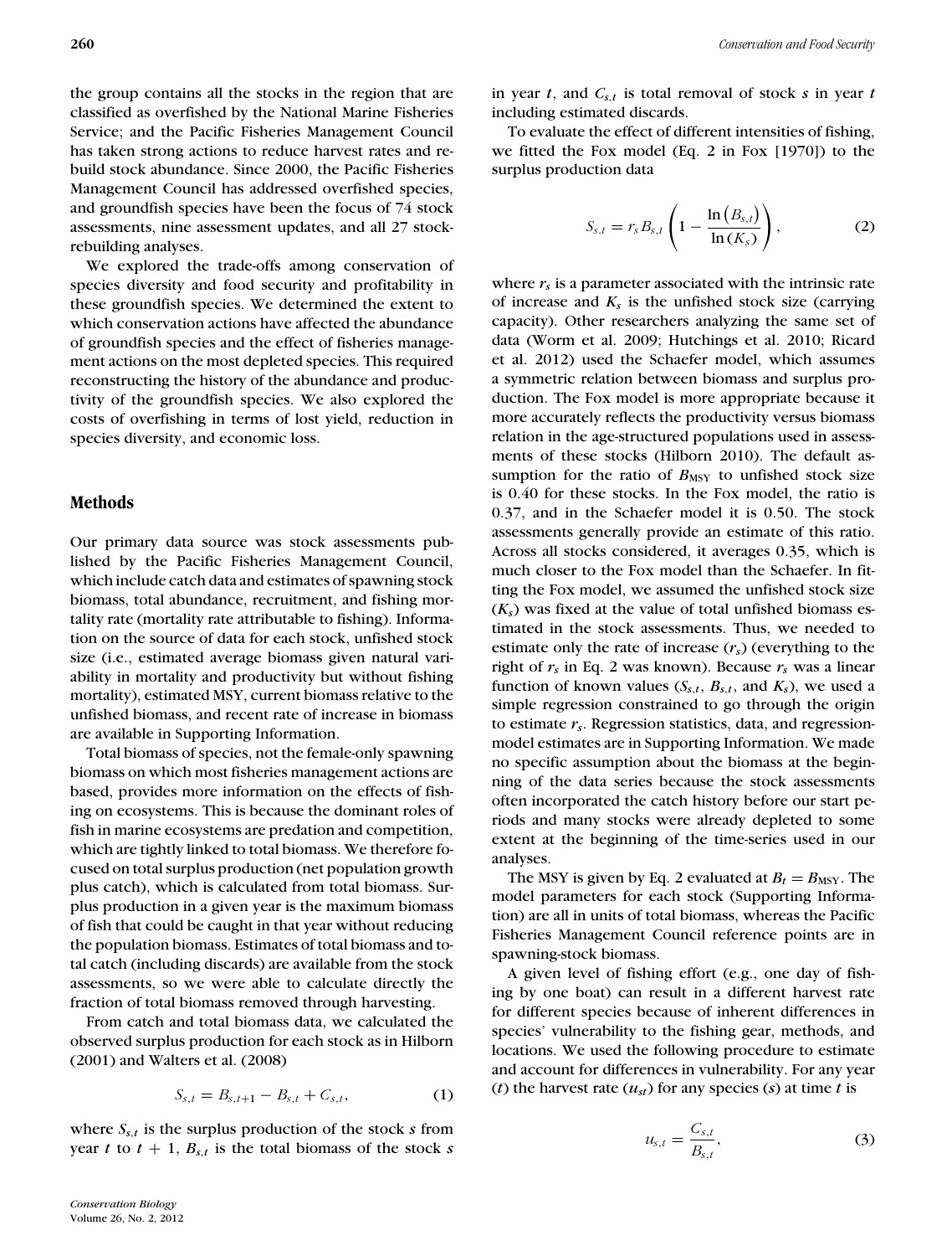the group contains all the stocks in the region that are classified as overfished by the National Marine Fisheries Service; and the Pacific Fisheries Management Council has taken strong actions to reduce harvest rates and rebuild stock abundance. Since 2000, the Pacific Fisheries Management Council has addressed overfished species, and groundfish species have been the focus of 74 stock assessments, nine assessment updates, and all 27 stock-rebuilding analyses.

We explored the trade-offs among conservation of species diversity and food security and profitability in these groundfish species. We determined the extent to which conservation actions have affected the abundance of groundfish species and the effect of fisheries management actions on the most depleted species. This required reconstructing the history of the abundance and productivity of the groundfish species. We also explored the costs of overfishing in terms of lost yield, reduction in species diversity, and economic loss.

## Methods

Our primary data source was stock assessments published by the Pacific Fisheries Management Council, which include catch data and estimates of spawning stock biomass, total abundance, recruitment, and fishing mortality rate (mortality rate attributable to fishing). Information on the source of data for each stock, unfished stock size (i.e., estimated average biomass given natural variability in mortality and productivity but without fishing mortality), estimated MSY, current biomass relative to the unfished biomass, and recent rate of increase in biomass are available in Supporting Information.

Total biomass of species, not the female-only spawning biomass on which most fisheries management actions are based, provides more information on the effects of fishing on ecosystems. This is because the dominant roles of fish in marine ecosystems are predation and competition, which are tightly linked to total biomass. We therefore focused on total surplus production (net population growth plus catch), which is calculated from total biomass. Surplus production in a given year is the maximum biomass of fish that could be caught in that year without reducing the population biomass. Estimates of total biomass and total catch (including discards) are available from the stock assessments, so we were able to calculate directly the fraction of total biomass removed through harvesting.

From catch and total biomass data, we calculated the observed surplus production for each stock as in Hilborn (2001) and Walters et al. (2008)

$$S_{s,t} = B_{s,t+1} - B_{s,t} + C_{s,t}, \tag{1}$$

where $S_{s,t}$ is the surplus production of the stock *s* from year *t* to *t* + 1, $B_{s,t}$ is the total biomass of the stock *s* in year *t*, and $C_{s,t}$ is total removal of stock *s* in year *t* including estimated discards.

To evaluate the effect of different intensities of fishing, we fitted the Fox model (Eq. 2 in Fox [1970]) to the surplus production data

$$S_{s,t} = r_s B_{s,t} \left(1 - \frac{\ln\left(B_{s,t}\right)}{\ln\left(K_s\right)}\right), \tag{2}$$

where $r_s$ is a parameter associated with the intrinsic rate of increase and $K_s$ is the unfished stock size (carrying capacity). Other researchers analyzing the same set of data (Worm et al. 2009; Hutchings et al. 2010; Ricard et al. 2012) used the Schaefer model, which assumes a symmetric relation between biomass and surplus production. The Fox model is more appropriate because it more accurately reflects the productivity versus biomass relation in the age-structured populations used in assessments of these stocks (Hilborn 2010). The default assumption for the ratio of $B_{\text{MSY}}$ to unfished stock size is 0.40 for these stocks. In the Fox model, the ratio is 0.37, and in the Schaefer model it is 0.50. The stock assessments generally provide an estimate of this ratio. Across all stocks considered, it averages 0.35, which is much closer to the Fox model than the Schaefer. In fitting the Fox model, we assumed the unfished stock size ($K_s$) was fixed at the value of total unfished biomass estimated in the stock assessments. Thus, we needed to estimate only the rate of increase ($r_s$) (everything to the right of $r_s$ in Eq. 2 was known). Because $r_s$ was a linear function of known values ($S_{s,t}$, $B_{s,t}$, and $K_s$), we used a simple regression constrained to go through the origin to estimate $r_s$. Regression statistics, data, and regression-model estimates are in Supporting Information. We made no specific assumption about the biomass at the beginning of the data series because the stock assessments often incorporated the catch history before our start periods and many stocks were already depleted to some extent at the beginning of the time-series used in our analyses.

The MSY is given by Eq. 2 evaluated at $B_t = B_{\text{MSY}}$. The model parameters for each stock (Supporting Information) are all in units of total biomass, whereas the Pacific Fisheries Management Council reference points are in spawning-stock biomass.

A given level of fishing effort (e.g., one day of fishing by one boat) can result in a different harvest rate for different species because of inherent differences in species' vulnerability to the fishing gear, methods, and locations. We used the following procedure to estimate and account for differences in vulnerability. For any year (*t*) the harvest rate ($u_{st}$) for any species (*s*) at time *t* is

$$u_{s,t} = \frac{C_{s,t}}{B_{s,t}}, \tag{3}$$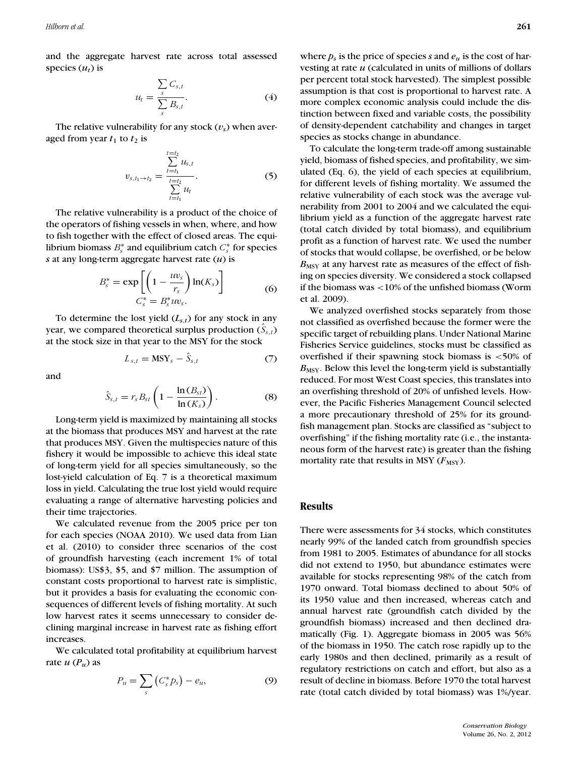and the aggregate harvest rate across total assessed species ($u_t$) is

$$u_t = \frac{\sum_s C_{s,t}}{\sum_s B_{s,t}}. \tag{4}$$

The relative vulnerability for any stock ($v_s$) when averaged from year $t_1$ to $t_2$ is

$$v_{s,t_1 \to t_2} = \frac{\sum_{t=t_1}^{t=t_2} u_{s,t}}{\sum_{t=t_1}^{t=t_2} u_t}. \tag{5}$$

The relative vulnerability is a product of the choice of the operators of fishing vessels in when, where, and how to fish together with the effect of closed areas. The equilibrium biomass $B_s^*$ and equilibrium catch $C_s^*$ for species $s$ at any long-term aggregate harvest rate ($u$) is

$$B_s^* = \exp\left[\left(1 - \frac{uv_s}{r_s}\right)\ln(K_s)\right]$$
$$C_s^* = B_s^* u v_s. \tag{6}$$

To determine the lost yield ($L_{s,t}$) for any stock in any year, we compared theoretical surplus production ($\hat{S}_{s,t}$) at the stock size in that year to the MSY for the stock

$$L_{s,t} = \text{MSY}_s - \hat{S}_{s,t} \tag{7}$$

and

$$\hat{S}_{s,t} = r_s B_{st}\left(1 - \frac{\ln(B_{st})}{\ln(K_s)}\right). \tag{8}$$

Long-term yield is maximized by maintaining all stocks at the biomass that produces MSY and harvest at the rate that produces MSY. Given the multispecies nature of this fishery it would be impossible to achieve this ideal state of long-term yield for all species simultaneously, so the lost-yield calculation of Eq. 7 is a theoretical maximum loss in yield. Calculating the true lost yield would require evaluating a range of alternative harvesting policies and their time trajectories.

We calculated revenue from the 2005 price per ton for each species (NOAA 2010). We used data from Lian et al. (2010) to consider three scenarios of the cost of groundfish harvesting (each increment 1% of total biomass): US$3, $5, and $7 million. The assumption of constant costs proportional to harvest rate is simplistic, but it provides a basis for evaluating the economic consequences of different levels of fishing mortality. At such low harvest rates it seems unnecessary to consider declining marginal increase in harvest rate as fishing effort increases.

We calculated total profitability at equilibrium harvest rate $u$ ($P_u$) as

$$P_u = \sum_s \left(C_s^* p_s\right) - e_u, \tag{9}$$

where $p_s$ is the price of species $s$ and $e_u$ is the cost of harvesting at rate $u$ (calculated in units of millions of dollars per percent total stock harvested). The simplest possible assumption is that cost is proportional to harvest rate. A more complex economic analysis could include the distinction between fixed and variable costs, the possibility of density-dependent catchability and changes in target species as stocks change in abundance.

To calculate the long-term trade-off among sustainable yield, biomass of fished species, and profitability, we simulated (Eq. 6), the yield of each species at equilibrium, for different levels of fishing mortality. We assumed the relative vulnerability of each stock was the average vulnerability from 2001 to 2004 and we calculated the equilibrium yield as a function of the aggregate harvest rate (total catch divided by total biomass), and equilibrium profit as a function of harvest rate. We used the number of stocks that would collapse, be overfished, or be below $B_{\text{MSY}}$ at any harvest rate as measures of the effect of fishing on species diversity. We considered a stock collapsed if the biomass was <10% of the unfished biomass (Worm et al. 2009).

We analyzed overfished stocks separately from those not classified as overfished because the former were the specific target of rebuilding plans. Under National Marine Fisheries Service guidelines, stocks must be classified as overfished if their spawning stock biomass is <50% of $B_{\text{MSY}}$. Below this level the long-term yield is substantially reduced. For most West Coast species, this translates into an overfishing threshold of 20% of unfished levels. However, the Pacific Fisheries Management Council selected a more precautionary threshold of 25% for its groundfish management plan. Stocks are classified as "subject to overfishing" if the fishing mortality rate (i.e., the instantaneous form of the harvest rate) is greater than the fishing mortality rate that results in MSY ($F_{\text{MSY}}$).

## Results

There were assessments for 34 stocks, which constitutes nearly 99% of the landed catch from groundfish species from 1981 to 2005. Estimates of abundance for all stocks did not extend to 1950, but abundance estimates were available for stocks representing 98% of the catch from 1970 onward. Total biomass declined to about 50% of its 1950 value and then increased, whereas catch and annual harvest rate (groundfish catch divided by the groundfish biomass) increased and then declined dramatically (Fig. 1). Aggregate biomass in 2005 was 56% of the biomass in 1950. The catch rose rapidly up to the early 1980s and then declined, primarily as a result of regulatory restrictions on catch and effort, but also as a result of decline in biomass. Before 1970 the total harvest rate (total catch divided by total biomass) was 1%/year.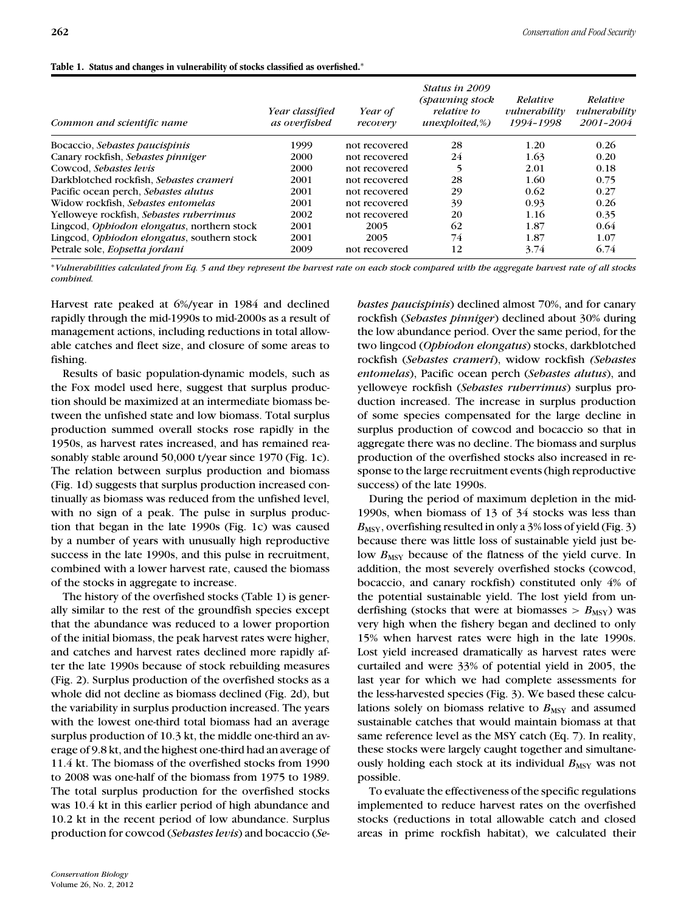**Table 1. Status and changes in vulnerability of stocks classified as overfished.***

| Common and scientific name | Year classified as overfished | Year of recovery | Status in 2009 (spawning stock relative to unexploited,%) | Relative vulnerability 1994–1998 | Relative vulnerability 2001–2004 |
|---|---|---|---|---|---|
| Bocaccio, *Sebastes paucispinis* | 1999 | not recovered | 28 | 1.20 | 0.26 |
| Canary rockfish, *Sebastes pinniger* | 2000 | not recovered | 24 | 1.63 | 0.20 |
| Cowcod, *Sebastes levis* | 2000 | not recovered | 5 | 2.01 | 0.18 |
| Darkblotched rockfish, *Sebastes crameri* | 2001 | not recovered | 28 | 1.60 | 0.75 |
| Pacific ocean perch, *Sebastes alutus* | 2001 | not recovered | 29 | 0.62 | 0.27 |
| Widow rockfish, *Sebastes entomelas* | 2001 | not recovered | 39 | 0.93 | 0.26 |
| Yelloweye rockfish, *Sebastes ruberrimus* | 2002 | not recovered | 20 | 1.16 | 0.35 |
| Lingcod, *Ophiodon elongatus*, northern stock | 2001 | 2005 | 62 | 1.87 | 0.64 |
| Lingcod, *Ophiodon elongatus*, southern stock | 2001 | 2005 | 74 | 1.87 | 1.07 |
| Petrale sole, *Eopsetta jordani* | 2009 | not recovered | 12 | 3.74 | 6.74 |

**Vulnerabilities calculated from Eq. 5 and they represent the harvest rate on each stock compared with the aggregate harvest rate of all stocks combined.*

Harvest rate peaked at 6%/year in 1984 and declined rapidly through the mid-1990s to mid-2000s as a result of management actions, including reductions in total allowable catches and fleet size, and closure of some areas to fishing.

Results of basic population-dynamic models, such as the Fox model used here, suggest that surplus production should be maximized at an intermediate biomass between the unfished state and low biomass. Total surplus production summed overall stocks rose rapidly in the 1950s, as harvest rates increased, and has remained reasonably stable around 50,000 t/year since 1970 (Fig. 1c). The relation between surplus production and biomass (Fig. 1d) suggests that surplus production increased continually as biomass was reduced from the unfished level, with no sign of a peak. The pulse in surplus production that began in the late 1990s (Fig. 1c) was caused by a number of years with unusually high reproductive success in the late 1990s, and this pulse in recruitment, combined with a lower harvest rate, caused the biomass of the stocks in aggregate to increase.

The history of the overfished stocks (Table 1) is generally similar to the rest of the groundfish species except that the abundance was reduced to a lower proportion of the initial biomass, the peak harvest rates were higher, and catches and harvest rates declined more rapidly after the late 1990s because of stock rebuilding measures (Fig. 2). Surplus production of the overfished stocks as a whole did not decline as biomass declined (Fig. 2d), but the variability in surplus production increased. The years with the lowest one-third total biomass had an average surplus production of 10.3 kt, the middle one-third an average of 9.8 kt, and the highest one-third had an average of 11.4 kt. The biomass of the overfished stocks from 1990 to 2008 was one-half of the biomass from 1975 to 1989. The total surplus production for the overfished stocks was 10.4 kt in this earlier period of high abundance and 10.2 kt in the recent period of low abundance. Surplus production for cowcod (*Sebastes levis*) and bocaccio (*Sebastes paucispinis*) declined almost 70%, and for canary rockfish (*Sebastes pinniger*) declined about 30% during the low abundance period. Over the same period, for the two lingcod (*Ophiodon elongatus*) stocks, darkblotched rockfish (*Sebastes crameri*), widow rockfish *(Sebastes entomelas*), Pacific ocean perch (*Sebastes alutus*), and yelloweye rockfish (*Sebastes ruberrimus*) surplus production increased. The increase in surplus production of some species compensated for the large decline in surplus production of cowcod and bocaccio so that in aggregate there was no decline. The biomass and surplus production of the overfished stocks also increased in response to the large recruitment events (high reproductive success) of the late 1990s.

During the period of maximum depletion in the mid-1990s, when biomass of 13 of 34 stocks was less than $B_{MSY}$, overfishing resulted in only a 3% loss of yield (Fig. 3) because there was little loss of sustainable yield just below $B_{MSY}$ because of the flatness of the yield curve. In addition, the most severely overfished stocks (cowcod, bocaccio, and canary rockfish) constituted only 4% of the potential sustainable yield. The lost yield from underfishing (stocks that were at biomasses $> B_{MSY}$) was very high when the fishery began and declined to only 15% when harvest rates were high in the late 1990s. Lost yield increased dramatically as harvest rates were curtailed and were 33% of potential yield in 2005, the last year for which we had complete assessments for the less-harvested species (Fig. 3). We based these calculations solely on biomass relative to $B_{MSY}$ and assumed sustainable catches that would maintain biomass at that same reference level as the MSY catch (Eq. 7). In reality, these stocks were largely caught together and simultaneously holding each stock at its individual $B_{MSY}$ was not possible.

To evaluate the effectiveness of the specific regulations implemented to reduce harvest rates on the overfished stocks (reductions in total allowable catch and closed areas in prime rockfish habitat), we calculated their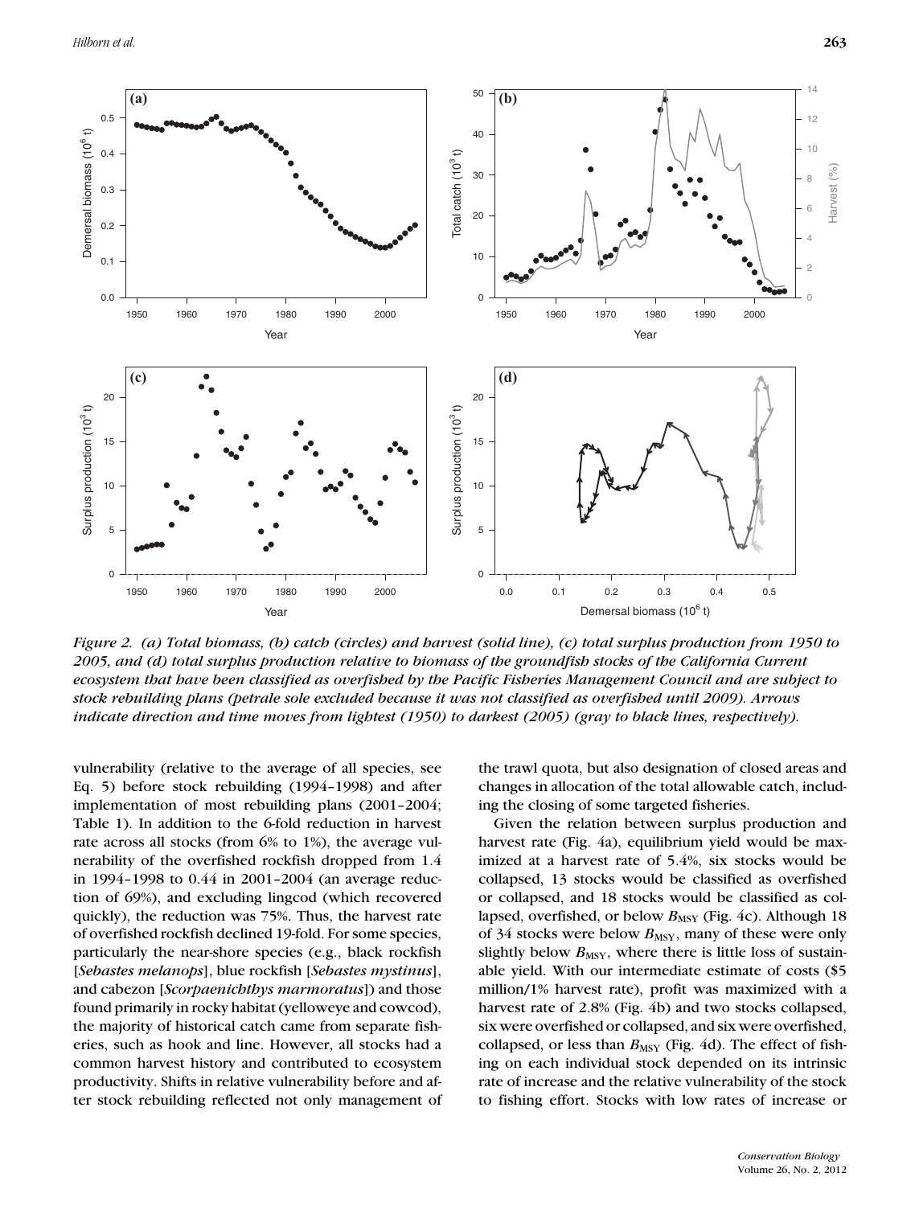*Figure 2. (a) Total biomass, (b) catch (circles) and harvest (solid line), (c) total surplus production from 1950 to 2005, and (d) total surplus production relative to biomass of the groundfish stocks of the California Current ecosystem that have been classified as overfished by the Pacific Fisheries Management Council and are subject to stock rebuilding plans (petrale sole excluded because it was not classified as overfished until 2009). Arrows indicate direction and time moves from lightest (1950) to darkest (2005) (gray to black lines, respectively).*

vulnerability (relative to the average of all species, see Eq. 5) before stock rebuilding (1994–1998) and after implementation of most rebuilding plans (2001–2004; Table 1). In addition to the 6-fold reduction in harvest rate across all stocks (from 6% to 1%), the average vulnerability of the overfished rockfish dropped from 1.4 in 1994–1998 to 0.44 in 2001–2004 (an average reduction of 69%), and excluding lingcod (which recovered quickly), the reduction was 75%. Thus, the harvest rate of overfished rockfish declined 19-fold. For some species, particularly the near-shore species (e.g., black rockfish [*Sebastes melanops*], blue rockfish [*Sebastes mystinus*], and cabezon [*Scorpaenichthys marmoratus*]) and those found primarily in rocky habitat (yelloweye and cowcod), the majority of historical catch came from separate fisheries, such as hook and line. However, all stocks had a common harvest history and contributed to ecosystem productivity. Shifts in relative vulnerability before and after stock rebuilding reflected not only management of the trawl quota, but also designation of closed areas and changes in allocation of the total allowable catch, including the closing of some targeted fisheries.

Given the relation between surplus production and harvest rate (Fig. 4a), equilibrium yield would be maximized at a harvest rate of 5.4%, six stocks would be collapsed, 13 stocks would be classified as overfished or collapsed, and 18 stocks would be classified as collapsed, overfished, or below $B_{MSY}$ (Fig. 4c). Although 18 of 34 stocks were below $B_{MSY}$, many of these were only slightly below $B_{MSY}$, where there is little loss of sustainable yield. With our intermediate estimate of costs ($5 million/1% harvest rate), profit was maximized with a harvest rate of 2.8% (Fig. 4b) and two stocks collapsed, six were overfished or collapsed, and six were overfished, collapsed, or less than $B_{MSY}$ (Fig. 4d). The effect of fishing on each individual stock depended on its intrinsic rate of increase and the relative vulnerability of the stock to fishing effort. Stocks with low rates of increase or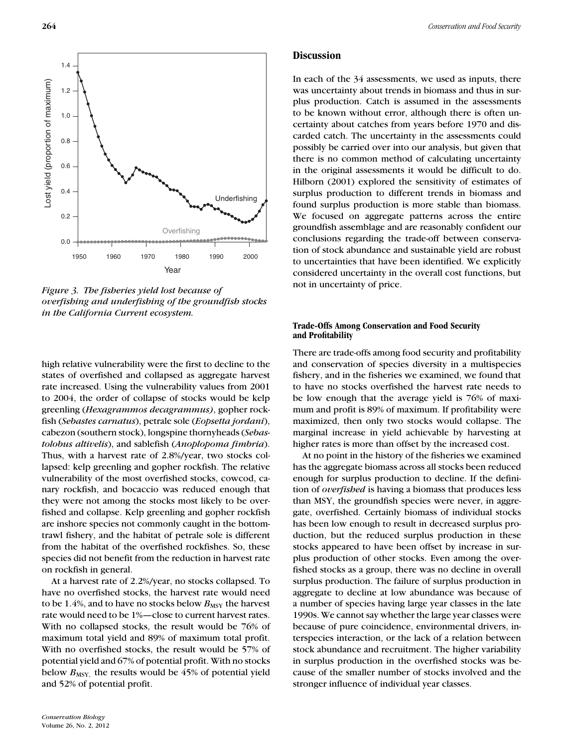Figure 3. The fisheries yield lost because of overfishing and underfishing of the groundfish stocks in the California Current ecosystem.

high relative vulnerability were the first to decline to the states of overfished and collapsed as aggregate harvest rate increased. Using the vulnerability values from 2001 to 2004, the order of collapse of stocks would be kelp greenling (*Hexagrammos decagrammus)*, gopher rockfish (*Sebastes carnatus*), petrale sole (*Eopsetta jordani*), cabezon (southern stock), longspine thornyheads (*Sebastolobus altivelis*), and sablefish (*Anoplopoma fimbria*). Thus, with a harvest rate of 2.8%/year, two stocks collapsed: kelp greenling and gopher rockfish. The relative vulnerability of the most overfished stocks, cowcod, canary rockfish, and bocaccio was reduced enough that they were not among the stocks most likely to be overfished and collapse. Kelp greenling and gopher rockfish are inshore species not commonly caught in the bottom-trawl fishery, and the habitat of petrale sole is different from the habitat of the overfished rockfishes. So, these species did not benefit from the reduction in harvest rate on rockfish in general.

At a harvest rate of 2.2%/year, no stocks collapsed. To have no overfished stocks, the harvest rate would need to be 1.4%, and to have no stocks below $B_{MSY}$ the harvest rate would need to be 1%—close to current harvest rates. With no collapsed stocks, the result would be 76% of maximum total yield and 89% of maximum total profit. With no overfished stocks, the result would be 57% of potential yield and 67% of potential profit. With no stocks below $B_{MSY,}$ the results would be 45% of potential yield and 52% of potential profit.

## Discussion

In each of the 34 assessments, we used as inputs, there was uncertainty about trends in biomass and thus in surplus production. Catch is assumed in the assessments to be known without error, although there is often uncertainty about catches from years before 1970 and discarded catch. The uncertainty in the assessments could possibly be carried over into our analysis, but given that there is no common method of calculating uncertainty in the original assessments it would be difficult to do. Hilborn (2001) explored the sensitivity of estimates of surplus production to different trends in biomass and found surplus production is more stable than biomass. We focused on aggregate patterns across the entire groundfish assemblage and are reasonably confident our conclusions regarding the trade-off between conservation of stock abundance and sustainable yield are robust to uncertainties that have been identified. We explicitly considered uncertainty in the overall cost functions, but not in uncertainty of price.

### Trade-Offs Among Conservation and Food Security and Profitability

There are trade-offs among food security and profitability and conservation of species diversity in a multispecies fishery, and in the fisheries we examined, we found that to have no stocks overfished the harvest rate needs to be low enough that the average yield is 76% of maximum and profit is 89% of maximum. If profitability were maximized, then only two stocks would collapse. The marginal increase in yield achievable by harvesting at higher rates is more than offset by the increased cost.

At no point in the history of the fisheries we examined has the aggregate biomass across all stocks been reduced enough for surplus production to decline. If the definition of *overfished* is having a biomass that produces less than MSY, the groundfish species were never, in aggregate, overfished. Certainly biomass of individual stocks has been low enough to result in decreased surplus production, but the reduced surplus production in these stocks appeared to have been offset by increase in surplus production of other stocks. Even among the overfished stocks as a group, there was no decline in overall surplus production. The failure of surplus production in aggregate to decline at low abundance was because of a number of species having large year classes in the late 1990s. We cannot say whether the large year classes were because of pure coincidence, environmental drivers, interspecies interaction, or the lack of a relation between stock abundance and recruitment. The higher variability in surplus production in the overfished stocks was because of the smaller number of stocks involved and the stronger influence of individual year classes.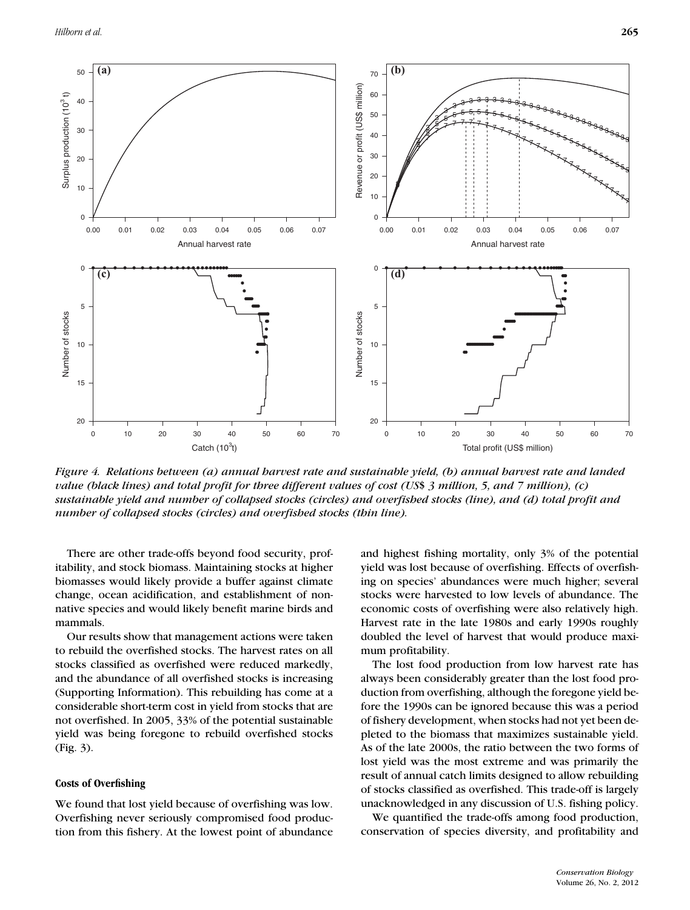*Figure 4. Relations between (a) annual harvest rate and sustainable yield, (b) annual harvest rate and landed value (black lines) and total profit for three different values of cost (US$ 3 million, 5, and 7 million), (c) sustainable yield and number of collapsed stocks (circles) and overfished stocks (line), and (d) total profit and number of collapsed stocks (circles) and overfished stocks (thin line).*

There are other trade-offs beyond food security, profitability, and stock biomass. Maintaining stocks at higher biomasses would likely provide a buffer against climate change, ocean acidification, and establishment of nonnative species and would likely benefit marine birds and mammals.

Our results show that management actions were taken to rebuild the overfished stocks. The harvest rates on all stocks classified as overfished were reduced markedly, and the abundance of all overfished stocks is increasing (Supporting Information). This rebuilding has come at a considerable short-term cost in yield from stocks that are not overfished. In 2005, 33% of the potential sustainable yield was being foregone to rebuild overfished stocks (Fig. 3).

#### Costs of Overfishing

We found that lost yield because of overfishing was low. Overfishing never seriously compromised food production from this fishery. At the lowest point of abundance and highest fishing mortality, only 3% of the potential yield was lost because of overfishing. Effects of overfishing on species' abundances were much higher; several stocks were harvested to low levels of abundance. The economic costs of overfishing were also relatively high. Harvest rate in the late 1980s and early 1990s roughly doubled the level of harvest that would produce maximum profitability.

The lost food production from low harvest rate has always been considerably greater than the lost food production from overfishing, although the foregone yield before the 1990s can be ignored because this was a period of fishery development, when stocks had not yet been depleted to the biomass that maximizes sustainable yield. As of the late 2000s, the ratio between the two forms of lost yield was the most extreme and was primarily the result of annual catch limits designed to allow rebuilding of stocks classified as overfished. This trade-off is largely unacknowledged in any discussion of U.S. fishing policy.

We quantified the trade-offs among food production, conservation of species diversity, and profitability and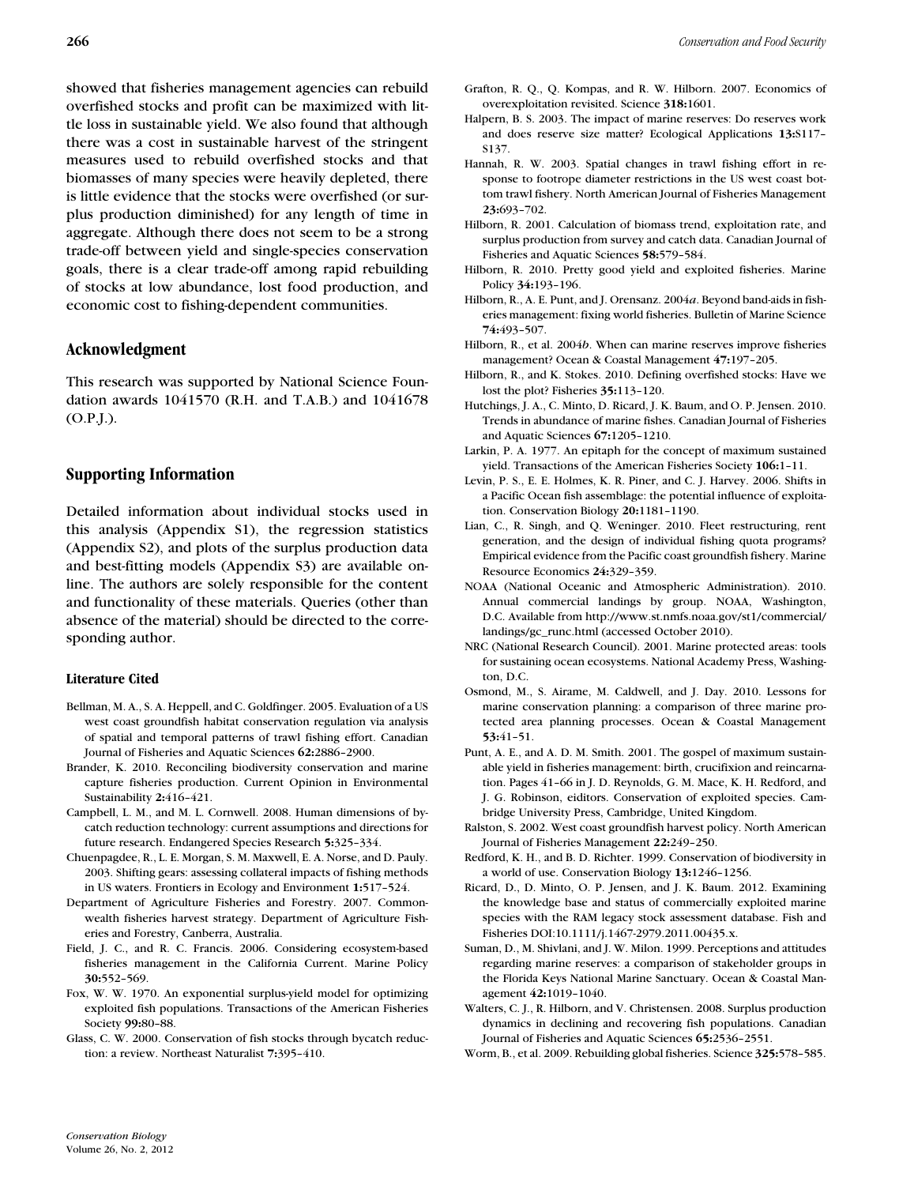showed that fisheries management agencies can rebuild overfished stocks and profit can be maximized with little loss in sustainable yield. We also found that although there was a cost in sustainable harvest of the stringent measures used to rebuild overfished stocks and that biomasses of many species were heavily depleted, there is little evidence that the stocks were overfished (or surplus production diminished) for any length of time in aggregate. Although there does not seem to be a strong trade-off between yield and single-species conservation goals, there is a clear trade-off among rapid rebuilding of stocks at low abundance, lost food production, and economic cost to fishing-dependent communities.

## Acknowledgment

This research was supported by National Science Foundation awards 1041570 (R.H. and T.A.B.) and 1041678 (O.P.J.).

## Supporting Information

Detailed information about individual stocks used in this analysis (Appendix S1), the regression statistics (Appendix S2), and plots of the surplus production data and best-fitting models (Appendix S3) are available online. The authors are solely responsible for the content and functionality of these materials. Queries (other than absence of the material) should be directed to the corresponding author.

### Literature Cited

Bellman, M. A., S. A. Heppell, and C. Goldfinger. 2005. Evaluation of a US west coast groundfish habitat conservation regulation via analysis of spatial and temporal patterns of trawl fishing effort. Canadian Journal of Fisheries and Aquatic Sciences **62:**2886–2900.

Brander, K. 2010. Reconciling biodiversity conservation and marine capture fisheries production. Current Opinion in Environmental Sustainability **2:**416–421.

Campbell, L. M., and M. L. Cornwell. 2008. Human dimensions of bycatch reduction technology: current assumptions and directions for future research. Endangered Species Research **5:**325–334.

Chuenpagdee, R., L. E. Morgan, S. M. Maxwell, E. A. Norse, and D. Pauly. 2003. Shifting gears: assessing collateral impacts of fishing methods in US waters. Frontiers in Ecology and Environment **1:**517–524.

Department of Agriculture Fisheries and Forestry. 2007. Commonwealth fisheries harvest strategy. Department of Agriculture Fisheries and Forestry, Canberra, Australia.

Field, J. C., and R. C. Francis. 2006. Considering ecosystem-based fisheries management in the California Current. Marine Policy **30:**552–569.

Fox, W. W. 1970. An exponential surplus-yield model for optimizing exploited fish populations. Transactions of the American Fisheries Society **99:**80–88.

Glass, C. W. 2000. Conservation of fish stocks through bycatch reduction: a review. Northeast Naturalist **7:**395–410.

Grafton, R. Q., Q. Kompas, and R. W. Hilborn. 2007. Economics of overexploitation revisited. Science **318:**1601.

Halpern, B. S. 2003. The impact of marine reserves: Do reserves work and does reserve size matter? Ecological Applications **13:**S117–S137.

Hannah, R. W. 2003. Spatial changes in trawl fishing effort in response to footrope diameter restrictions in the US west coast bottom trawl fishery. North American Journal of Fisheries Management **23:**693–702.

Hilborn, R. 2001. Calculation of biomass trend, exploitation rate, and surplus production from survey and catch data. Canadian Journal of Fisheries and Aquatic Sciences **58:**579–584.

Hilborn, R. 2010. Pretty good yield and exploited fisheries. Marine Policy **34:**193–196.

Hilborn, R., A. E. Punt, and J. Orensanz. 2004*a*. Beyond band-aids in fisheries management: fixing world fisheries. Bulletin of Marine Science **74:**493–507.

Hilborn, R., et al. 2004*b*. When can marine reserves improve fisheries management? Ocean & Coastal Management **47:**197–205.

Hilborn, R., and K. Stokes. 2010. Defining overfished stocks: Have we lost the plot? Fisheries **35:**113–120.

Hutchings, J. A., C. Minto, D. Ricard, J. K. Baum, and O. P. Jensen. 2010. Trends in abundance of marine fishes. Canadian Journal of Fisheries and Aquatic Sciences **67:**1205–1210.

Larkin, P. A. 1977. An epitaph for the concept of maximum sustained yield. Transactions of the American Fisheries Society **106:**1–11.

Levin, P. S., E. E. Holmes, K. R. Piner, and C. J. Harvey. 2006. Shifts in a Pacific Ocean fish assemblage: the potential influence of exploitation. Conservation Biology **20:**1181–1190.

Lian, C., R. Singh, and Q. Weninger. 2010. Fleet restructuring, rent generation, and the design of individual fishing quota programs? Empirical evidence from the Pacific coast groundfish fishery. Marine Resource Economics **24:**329–359.

NOAA (National Oceanic and Atmospheric Administration). 2010. Annual commercial landings by group. NOAA, Washington, D.C. Available from http://www.st.nmfs.noaa.gov/st1/commercial/landings/gc_runc.html (accessed October 2010).

NRC (National Research Council). 2001. Marine protected areas: tools for sustaining ocean ecosystems. National Academy Press, Washington, D.C.

Osmond, M., S. Airame, M. Caldwell, and J. Day. 2010. Lessons for marine conservation planning: a comparison of three marine protected area planning processes. Ocean & Coastal Management **53:**41–51.

Punt, A. E., and A. D. M. Smith. 2001. The gospel of maximum sustainable yield in fisheries management: birth, crucifixion and reincarnation. Pages 41–66 in J. D. Reynolds, G. M. Mace, K. H. Redford, and J. G. Robinson, eiditors. Conservation of exploited species. Cambridge University Press, Cambridge, United Kingdom.

Ralston, S. 2002. West coast groundfish harvest policy. North American Journal of Fisheries Management **22:**249–250.

Redford, K. H., and B. D. Richter. 1999. Conservation of biodiversity in a world of use. Conservation Biology **13:**1246–1256.

Ricard, D., D. Minto, O. P. Jensen, and J. K. Baum. 2012. Examining the knowledge base and status of commercially exploited marine species with the RAM legacy stock assessment database. Fish and Fisheries DOI:10.1111/j.1467-2979.2011.00435.x.

Suman, D., M. Shivlani, and J. W. Milon. 1999. Perceptions and attitudes regarding marine reserves: a comparison of stakeholder groups in the Florida Keys National Marine Sanctuary. Ocean & Coastal Management **42:**1019–1040.

Walters, C. J., R. Hilborn, and V. Christensen. 2008. Surplus production dynamics in declining and recovering fish populations. Canadian Journal of Fisheries and Aquatic Sciences **65:**2536–2551.

Worm, B., et al. 2009. Rebuilding global fisheries. Science **325:**578–585.